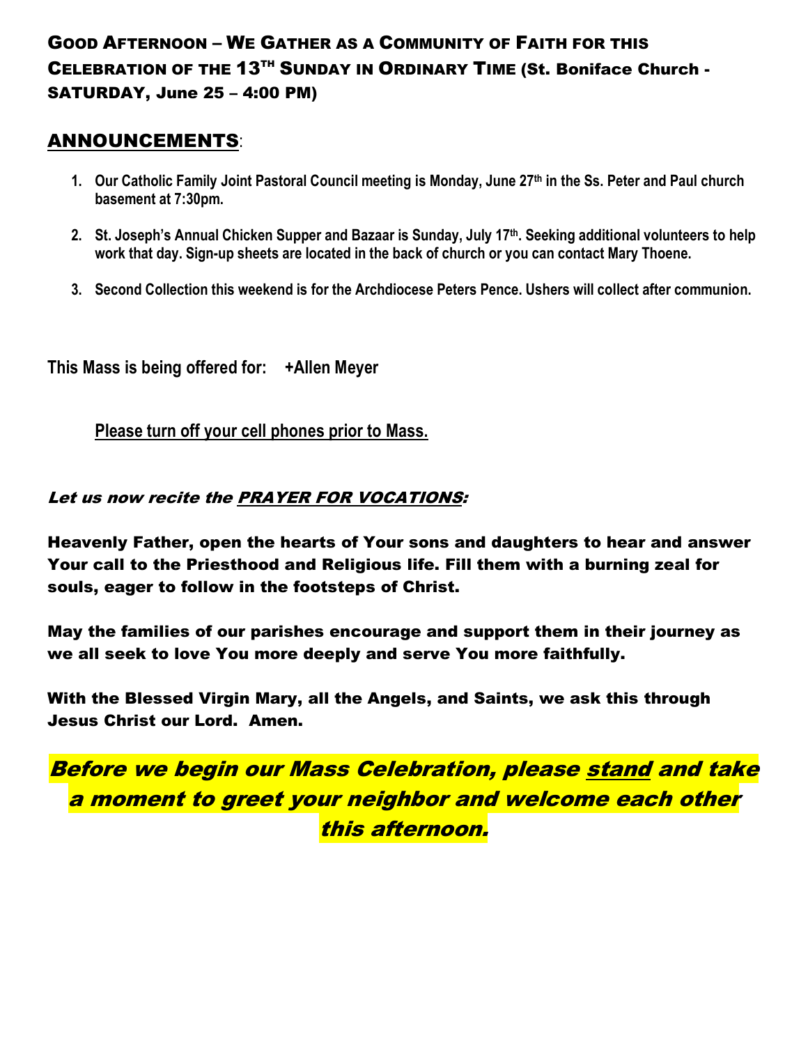## Good Afternoon – We Gather as a Community of Faith for this Celebration of the 13TH Sunday in Ordinary Time (St. Boniface Church - SATURDAY, June 25 – 4:00 PM)

## ANNOUNCEMENTS:

1. **Our Catholic Family Joint Pastoral Council meeting is Monday, June 27th in the Ss. Peter and Paul church basement at 7:30pm.**
2. **St. Joseph's Annual Chicken Supper and Bazaar is Sunday, July 17th. Seeking additional volunteers to help work that day. Sign-up sheets are located in the back of church or you can contact Mary Thoene.**
3. **Second Collection this weekend is for the Archdiocese Peters Pence. Ushers will collect after communion.**

**This Mass is being offered for: +Allen Meyer**

**Please turn off your cell phones prior to Mass.**

***Let us now recite the PRAYER FOR VOCATIONS:***

**Heavenly Father, open the hearts of Your sons and daughters to hear and answer Your call to the Priesthood and Religious life. Fill them with a burning zeal for souls, eager to follow in the footsteps of Christ.**

**May the families of our parishes encourage and support them in their journey as we all seek to love You more deeply and serve You more faithfully.**

**With the Blessed Virgin Mary, all the Angels, and Saints, we ask this through Jesus Christ our Lord. Amen.**

***Before we begin our Mass Celebration, please stand and take a moment to greet your neighbor and welcome each other this afternoon.***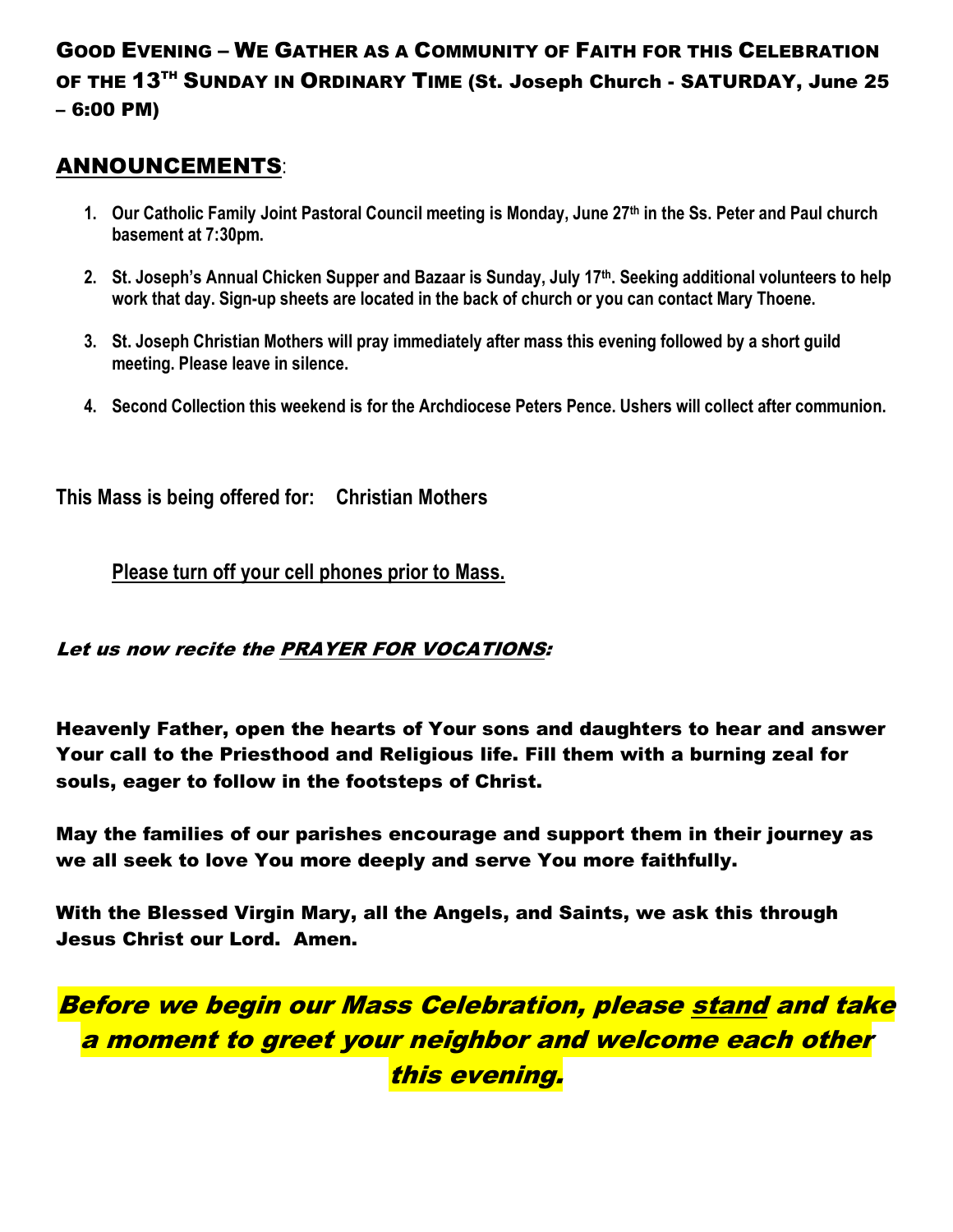## GOOD EVENING – WE GATHER AS A COMMUNITY OF FAITH FOR THIS CELEBRATION OF THE 13TH SUNDAY IN ORDINARY TIME (St. Joseph Church - SATURDAY, June 25 – 6:00 PM)

## ANNOUNCEMENTS:

1. **Our Catholic Family Joint Pastoral Council meeting is Monday, June 27th in the Ss. Peter and Paul church basement at 7:30pm.**
2. **St. Joseph's Annual Chicken Supper and Bazaar is Sunday, July 17th. Seeking additional volunteers to help work that day. Sign-up sheets are located in the back of church or you can contact Mary Thoene.**
3. **St. Joseph Christian Mothers will pray immediately after mass this evening followed by a short guild meeting. Please leave in silence.**
4. **Second Collection this weekend is for the Archdiocese Peters Pence. Ushers will collect after communion.**

**This Mass is being offered for: Christian Mothers**

**Please turn off your cell phones prior to Mass.**

***Let us now recite the PRAYER FOR VOCATIONS:***

**Heavenly Father, open the hearts of Your sons and daughters to hear and answer Your call to the Priesthood and Religious life. Fill them with a burning zeal for souls, eager to follow in the footsteps of Christ.**

**May the families of our parishes encourage and support them in their journey as we all seek to love You more deeply and serve You more faithfully.**

**With the Blessed Virgin Mary, all the Angels, and Saints, we ask this through Jesus Christ our Lord. Amen.**

***Before we begin our Mass Celebration, please stand and take a moment to greet your neighbor and welcome each other this evening.***